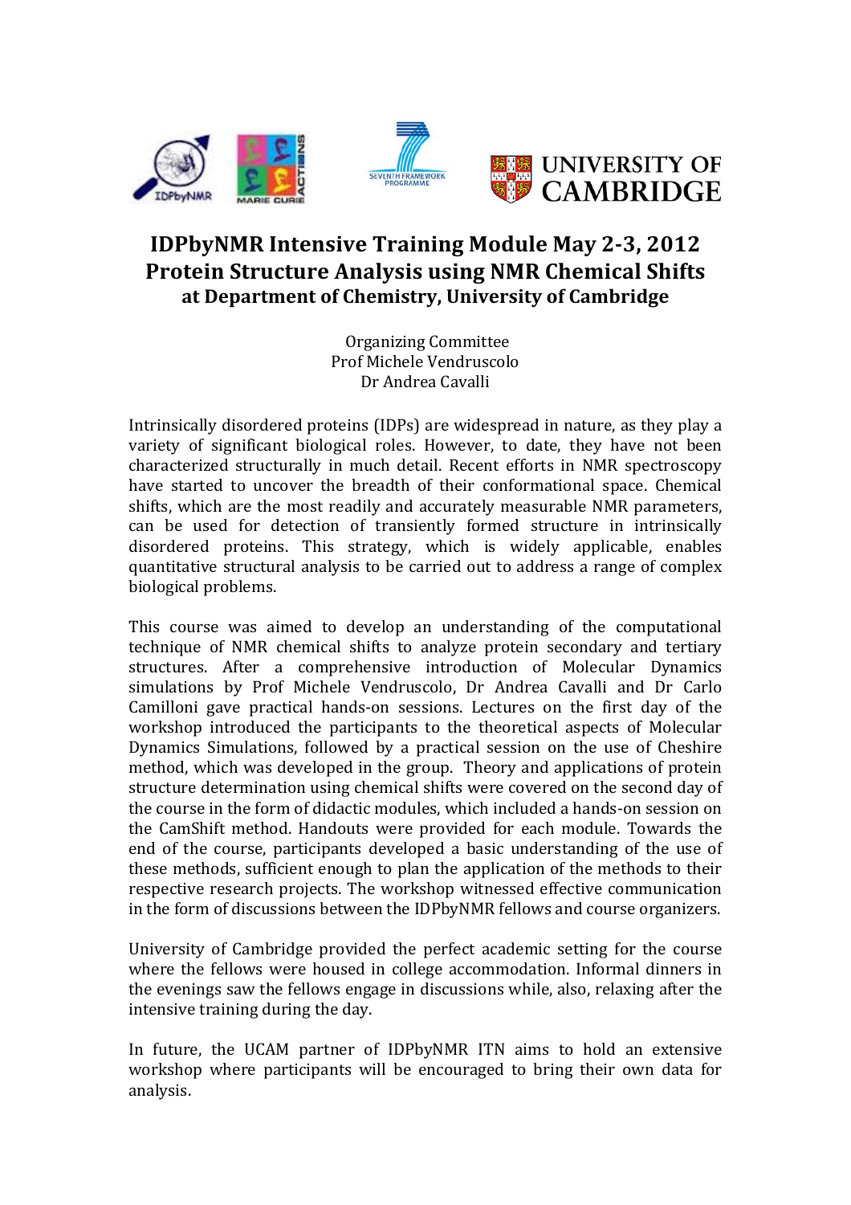# IDPbyNMR Intensive Training Module May 2-3, 2012
# Protein Structure Analysis using NMR Chemical Shifts
## at Department of Chemistry, University of Cambridge

Organizing Committee
Prof Michele Vendruscolo
Dr Andrea Cavalli

Intrinsically disordered proteins (IDPs) are widespread in nature, as they play a variety of significant biological roles. However, to date, they have not been characterized structurally in much detail. Recent efforts in NMR spectroscopy have started to uncover the breadth of their conformational space. Chemical shifts, which are the most readily and accurately measurable NMR parameters, can be used for detection of transiently formed structure in intrinsically disordered proteins. This strategy, which is widely applicable, enables quantitative structural analysis to be carried out to address a range of complex biological problems.

This course was aimed to develop an understanding of the computational technique of NMR chemical shifts to analyze protein secondary and tertiary structures. After a comprehensive introduction of Molecular Dynamics simulations by Prof Michele Vendruscolo, Dr Andrea Cavalli and Dr Carlo Camilloni gave practical hands-on sessions. Lectures on the first day of the workshop introduced the participants to the theoretical aspects of Molecular Dynamics Simulations, followed by a practical session on the use of Cheshire method, which was developed in the group. Theory and applications of protein structure determination using chemical shifts were covered on the second day of the course in the form of didactic modules, which included a hands-on session on the CamShift method. Handouts were provided for each module. Towards the end of the course, participants developed a basic understanding of the use of these methods, sufficient enough to plan the application of the methods to their respective research projects. The workshop witnessed effective communication in the form of discussions between the IDPbyNMR fellows and course organizers.

University of Cambridge provided the perfect academic setting for the course where the fellows were housed in college accommodation. Informal dinners in the evenings saw the fellows engage in discussions while, also, relaxing after the intensive training during the day.

In future, the UCAM partner of IDPbyNMR ITN aims to hold an extensive workshop where participants will be encouraged to bring their own data for analysis.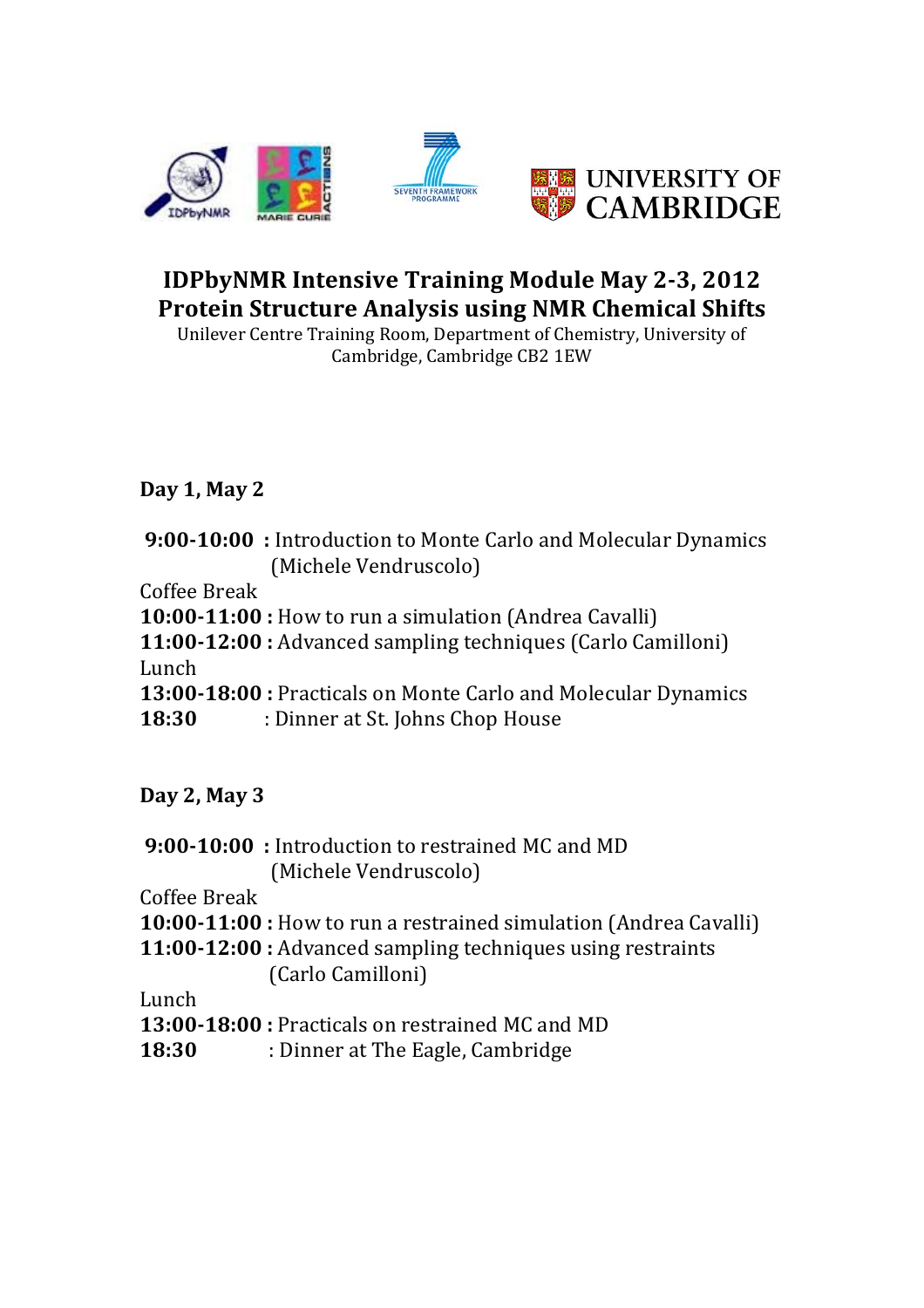UNIVERSITY OF CAMBRIDGE

# IDPbyNMR Intensive Training Module May 2-3, 2012
# Protein Structure Analysis using NMR Chemical Shifts

Unilever Centre Training Room, Department of Chemistry, University of Cambridge, Cambridge CB2 1EW

## Day 1, May 2

**9:00-10:00 :** Introduction to Monte Carlo and Molecular Dynamics (Michele Vendruscolo)

Coffee Break

**10:00-11:00 :** How to run a simulation (Andrea Cavalli)

**11:00-12:00 :** Advanced sampling techniques (Carlo Camilloni)

Lunch

**13:00-18:00 :** Practicals on Monte Carlo and Molecular Dynamics

**18:30** : Dinner at St. Johns Chop House

## Day 2, May 3

**9:00-10:00 :** Introduction to restrained MC and MD (Michele Vendruscolo)

Coffee Break

**10:00-11:00 :** How to run a restrained simulation (Andrea Cavalli)

**11:00-12:00 :** Advanced sampling techniques using restraints (Carlo Camilloni)

Lunch

**13:00-18:00 :** Practicals on restrained MC and MD

**18:30** : Dinner at The Eagle, Cambridge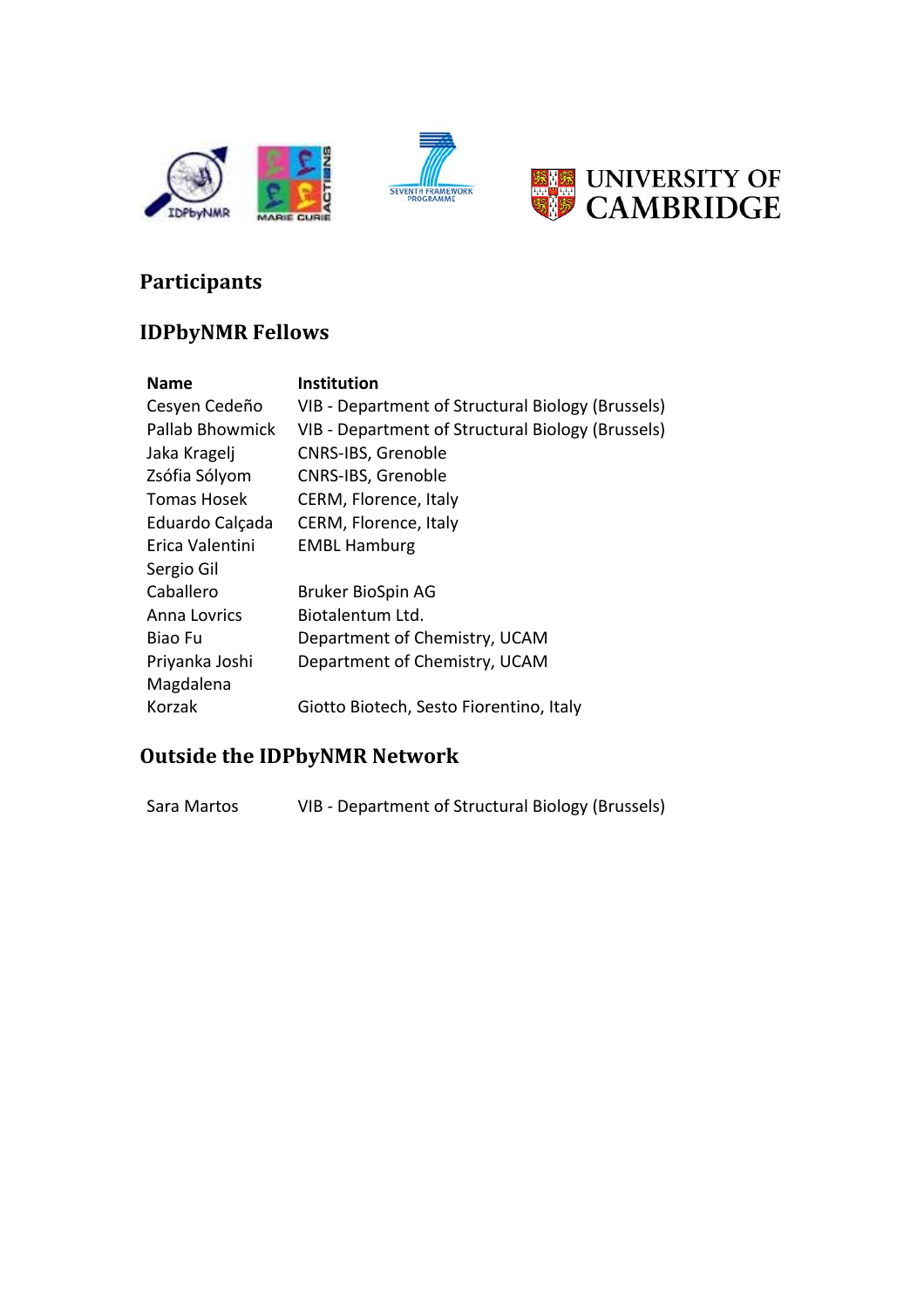## Participants

### IDPbyNMR Fellows

| Name | Institution |
| --- | --- |
| Cesyen Cedeño | VIB - Department of Structural Biology (Brussels) |
| Pallab Bhowmick | VIB - Department of Structural Biology (Brussels) |
| Jaka Kragelj | CNRS-IBS, Grenoble |
| Zsófia Sólyom | CNRS-IBS, Grenoble |
| Tomas Hosek | CERM, Florence, Italy |
| Eduardo Calçada | CERM, Florence, Italy |
| Erica Valentini | EMBL Hamburg |
| Sergio Gil Caballero | Bruker BioSpin AG |
| Anna Lovrics | Biotalentum Ltd. |
| Biao Fu | Department of Chemistry, UCAM |
| Priyanka Joshi | Department of Chemistry, UCAM |
| Magdalena Korzak | Giotto Biotech, Sesto Fiorentino, Italy |

### Outside the IDPbyNMR Network

| | |
| --- | --- |
| Sara Martos | VIB - Department of Structural Biology (Brussels) |